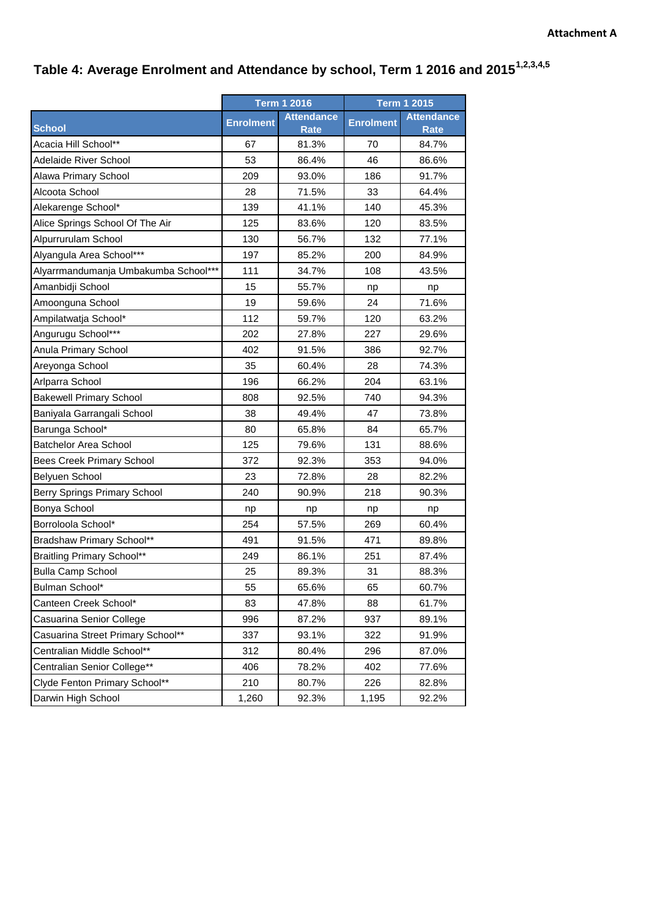**Attachment A**

## Table 4: Average Enrolment and Attendance by school, Term 1 2016 and 2015[1,2,3,4,5]

| | Term 1 2016 | | Term 1 2015 | |
|---|---|---|---|---|
| School | Enrolment | Attendance Rate | Enrolment | Attendance Rate |
| Acacia Hill School** | 67 | 81.3% | 70 | 84.7% |
| Adelaide River School | 53 | 86.4% | 46 | 86.6% |
| Alawa Primary School | 209 | 93.0% | 186 | 91.7% |
| Alcoota School | 28 | 71.5% | 33 | 64.4% |
| Alekarenge School* | 139 | 41.1% | 140 | 45.3% |
| Alice Springs School Of The Air | 125 | 83.6% | 120 | 83.5% |
| Alpurrurulam School | 130 | 56.7% | 132 | 77.1% |
| Alyangula Area School*** | 197 | 85.2% | 200 | 84.9% |
| Alyarrmandumanja Umbakumba School*** | 111 | 34.7% | 108 | 43.5% |
| Amanbidji School | 15 | 55.7% | np | np |
| Amoonguna School | 19 | 59.6% | 24 | 71.6% |
| Ampilatwatja School* | 112 | 59.7% | 120 | 63.2% |
| Angurugu School*** | 202 | 27.8% | 227 | 29.6% |
| Anula Primary School | 402 | 91.5% | 386 | 92.7% |
| Areyonga School | 35 | 60.4% | 28 | 74.3% |
| Arlparra School | 196 | 66.2% | 204 | 63.1% |
| Bakewell Primary School | 808 | 92.5% | 740 | 94.3% |
| Baniyala Garrangali School | 38 | 49.4% | 47 | 73.8% |
| Barunga School* | 80 | 65.8% | 84 | 65.7% |
| Batchelor Area School | 125 | 79.6% | 131 | 88.6% |
| Bees Creek Primary School | 372 | 92.3% | 353 | 94.0% |
| Belyuen School | 23 | 72.8% | 28 | 82.2% |
| Berry Springs Primary School | 240 | 90.9% | 218 | 90.3% |
| Bonya School | np | np | np | np |
| Borroloola School* | 254 | 57.5% | 269 | 60.4% |
| Bradshaw Primary School** | 491 | 91.5% | 471 | 89.8% |
| Braitling Primary School** | 249 | 86.1% | 251 | 87.4% |
| Bulla Camp School | 25 | 89.3% | 31 | 88.3% |
| Bulman School* | 55 | 65.6% | 65 | 60.7% |
| Canteen Creek School* | 83 | 47.8% | 88 | 61.7% |
| Casuarina Senior College | 996 | 87.2% | 937 | 89.1% |
| Casuarina Street Primary School** | 337 | 93.1% | 322 | 91.9% |
| Centralian Middle School** | 312 | 80.4% | 296 | 87.0% |
| Centralian Senior College** | 406 | 78.2% | 402 | 77.6% |
| Clyde Fenton Primary School** | 210 | 80.7% | 226 | 82.8% |
| Darwin High School | 1,260 | 92.3% | 1,195 | 92.2% |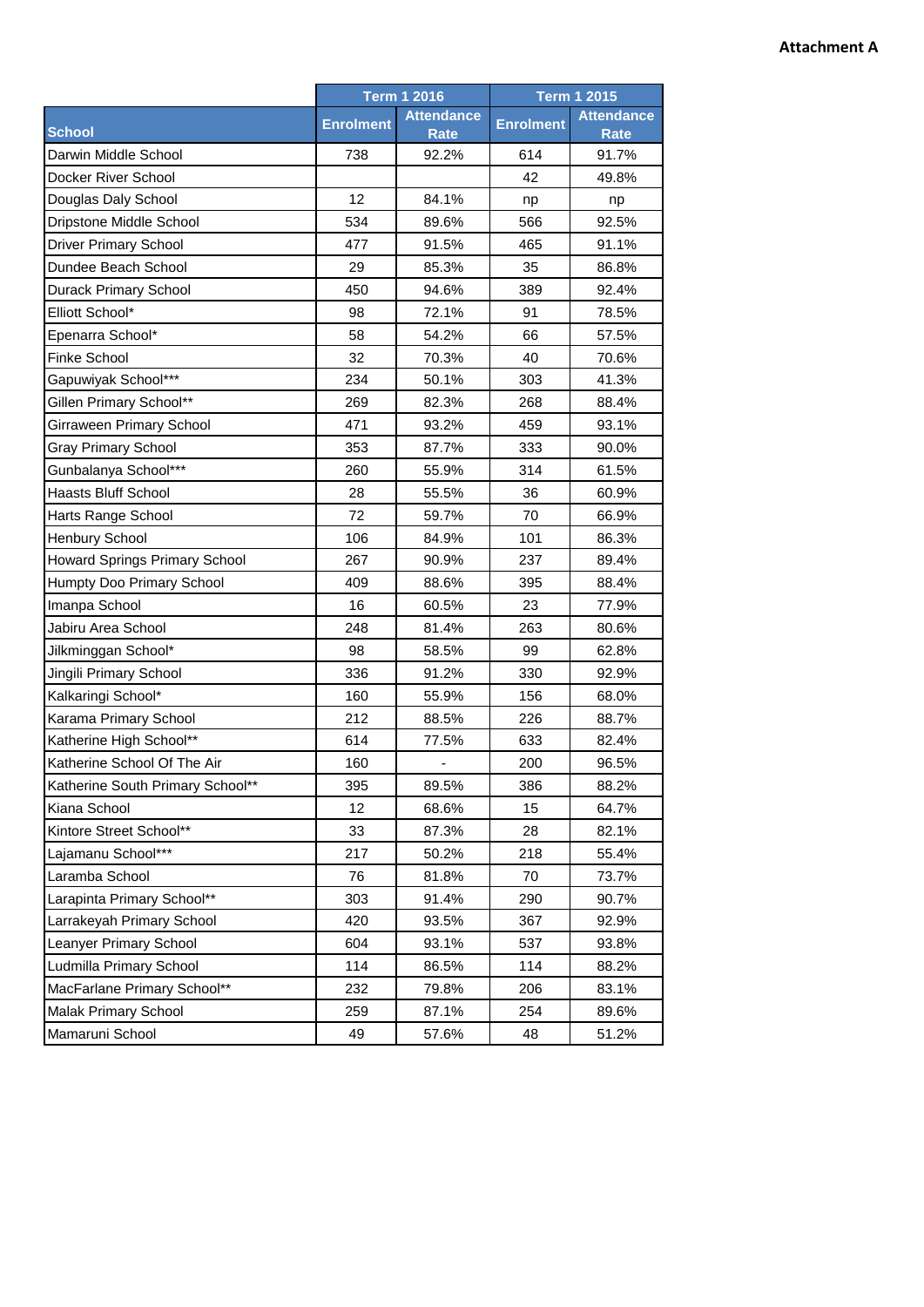**Attachment A**

| School | Term 1 2016 | | Term 1 2015 | |
|---|---|---|---|---|
| | Enrolment | Attendance Rate | Enrolment | Attendance Rate |
| Darwin Middle School | 738 | 92.2% | 614 | 91.7% |
| Docker River School | | | 42 | 49.8% |
| Douglas Daly School | 12 | 84.1% | np | np |
| Dripstone Middle School | 534 | 89.6% | 566 | 92.5% |
| Driver Primary School | 477 | 91.5% | 465 | 91.1% |
| Dundee Beach School | 29 | 85.3% | 35 | 86.8% |
| Durack Primary School | 450 | 94.6% | 389 | 92.4% |
| Elliott School* | 98 | 72.1% | 91 | 78.5% |
| Epenarra School* | 58 | 54.2% | 66 | 57.5% |
| Finke School | 32 | 70.3% | 40 | 70.6% |
| Gapuwiyak School*** | 234 | 50.1% | 303 | 41.3% |
| Gillen Primary School** | 269 | 82.3% | 268 | 88.4% |
| Girraween Primary School | 471 | 93.2% | 459 | 93.1% |
| Gray Primary School | 353 | 87.7% | 333 | 90.0% |
| Gunbalanya School*** | 260 | 55.9% | 314 | 61.5% |
| Haasts Bluff School | 28 | 55.5% | 36 | 60.9% |
| Harts Range School | 72 | 59.7% | 70 | 66.9% |
| Henbury School | 106 | 84.9% | 101 | 86.3% |
| Howard Springs Primary School | 267 | 90.9% | 237 | 89.4% |
| Humpty Doo Primary School | 409 | 88.6% | 395 | 88.4% |
| Imanpa School | 16 | 60.5% | 23 | 77.9% |
| Jabiru Area School | 248 | 81.4% | 263 | 80.6% |
| Jilkminggan School* | 98 | 58.5% | 99 | 62.8% |
| Jingili Primary School | 336 | 91.2% | 330 | 92.9% |
| Kalkaringi School* | 160 | 55.9% | 156 | 68.0% |
| Karama Primary School | 212 | 88.5% | 226 | 88.7% |
| Katherine High School** | 614 | 77.5% | 633 | 82.4% |
| Katherine School Of The Air | 160 | - | 200 | 96.5% |
| Katherine South Primary School** | 395 | 89.5% | 386 | 88.2% |
| Kiana School | 12 | 68.6% | 15 | 64.7% |
| Kintore Street School** | 33 | 87.3% | 28 | 82.1% |
| Lajamanu School*** | 217 | 50.2% | 218 | 55.4% |
| Laramba School | 76 | 81.8% | 70 | 73.7% |
| Larapinta Primary School** | 303 | 91.4% | 290 | 90.7% |
| Larrakeyah Primary School | 420 | 93.5% | 367 | 92.9% |
| Leanyer Primary School | 604 | 93.1% | 537 | 93.8% |
| Ludmilla Primary School | 114 | 86.5% | 114 | 88.2% |
| MacFarlane Primary School** | 232 | 79.8% | 206 | 83.1% |
| Malak Primary School | 259 | 87.1% | 254 | 89.6% |
| Mamaruni School | 49 | 57.6% | 48 | 51.2% |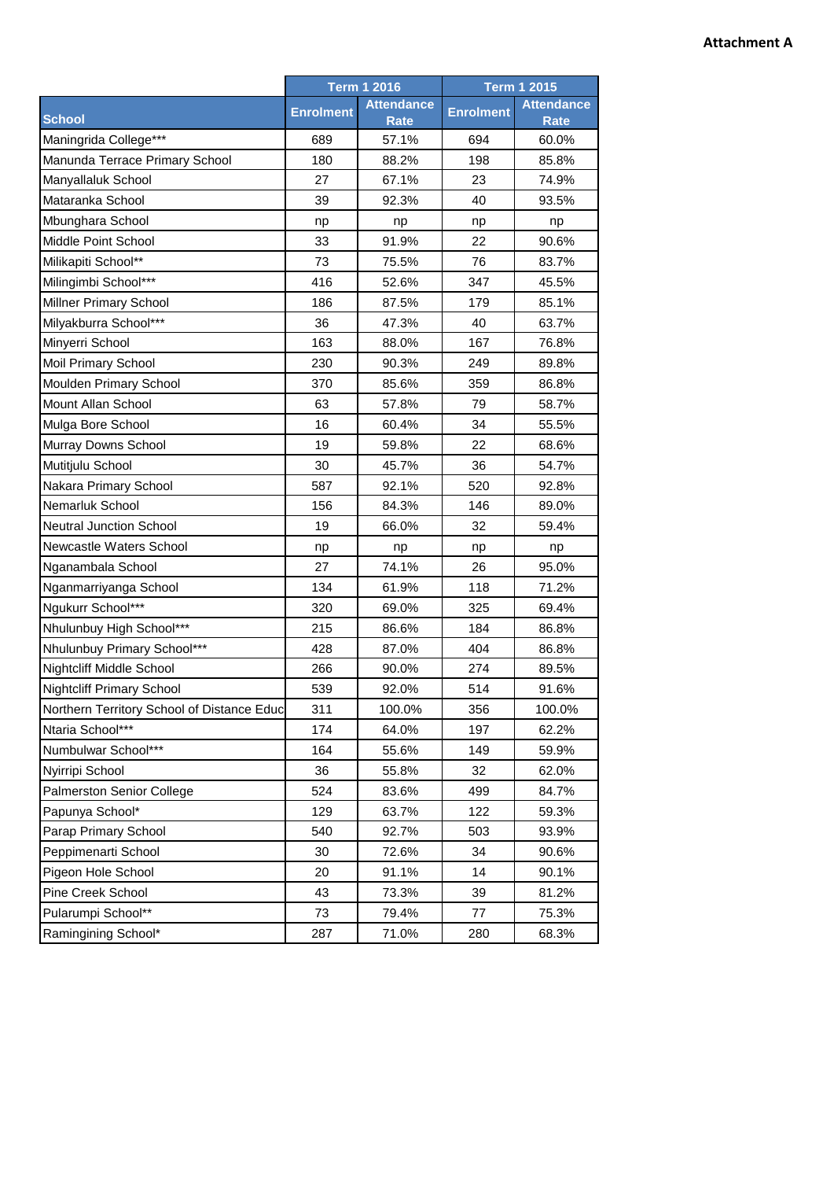**Attachment A**

| School | Term 1 2016 | | Term 1 2015 | |
|---|---|---|---|---|
| | Enrolment | Attendance Rate | Enrolment | Attendance Rate |
| Maningrida College*** | 689 | 57.1% | 694 | 60.0% |
| Manunda Terrace Primary School | 180 | 88.2% | 198 | 85.8% |
| Manyallaluk School | 27 | 67.1% | 23 | 74.9% |
| Mataranka School | 39 | 92.3% | 40 | 93.5% |
| Mbunghara School | np | np | np | np |
| Middle Point School | 33 | 91.9% | 22 | 90.6% |
| Milikapiti School** | 73 | 75.5% | 76 | 83.7% |
| Milingimbi School*** | 416 | 52.6% | 347 | 45.5% |
| Millner Primary School | 186 | 87.5% | 179 | 85.1% |
| Milyakburra School*** | 36 | 47.3% | 40 | 63.7% |
| Minyerri School | 163 | 88.0% | 167 | 76.8% |
| Moil Primary School | 230 | 90.3% | 249 | 89.8% |
| Moulden Primary School | 370 | 85.6% | 359 | 86.8% |
| Mount Allan School | 63 | 57.8% | 79 | 58.7% |
| Mulga Bore School | 16 | 60.4% | 34 | 55.5% |
| Murray Downs School | 19 | 59.8% | 22 | 68.6% |
| Mutitjulu School | 30 | 45.7% | 36 | 54.7% |
| Nakara Primary School | 587 | 92.1% | 520 | 92.8% |
| Nemarluk School | 156 | 84.3% | 146 | 89.0% |
| Neutral Junction School | 19 | 66.0% | 32 | 59.4% |
| Newcastle Waters School | np | np | np | np |
| Nganambala School | 27 | 74.1% | 26 | 95.0% |
| Nganmarriyanga School | 134 | 61.9% | 118 | 71.2% |
| Ngukurr School*** | 320 | 69.0% | 325 | 69.4% |
| Nhulunbuy High School*** | 215 | 86.6% | 184 | 86.8% |
| Nhulunbuy Primary School*** | 428 | 87.0% | 404 | 86.8% |
| Nightcliff Middle School | 266 | 90.0% | 274 | 89.5% |
| Nightcliff Primary School | 539 | 92.0% | 514 | 91.6% |
| Northern Territory School of Distance Educ | 311 | 100.0% | 356 | 100.0% |
| Ntaria School*** | 174 | 64.0% | 197 | 62.2% |
| Numbulwar School*** | 164 | 55.6% | 149 | 59.9% |
| Nyirripi School | 36 | 55.8% | 32 | 62.0% |
| Palmerston Senior College | 524 | 83.6% | 499 | 84.7% |
| Papunya School* | 129 | 63.7% | 122 | 59.3% |
| Parap Primary School | 540 | 92.7% | 503 | 93.9% |
| Peppimenarti School | 30 | 72.6% | 34 | 90.6% |
| Pigeon Hole School | 20 | 91.1% | 14 | 90.1% |
| Pine Creek School | 43 | 73.3% | 39 | 81.2% |
| Pularumpi School** | 73 | 79.4% | 77 | 75.3% |
| Ramingining School* | 287 | 71.0% | 280 | 68.3% |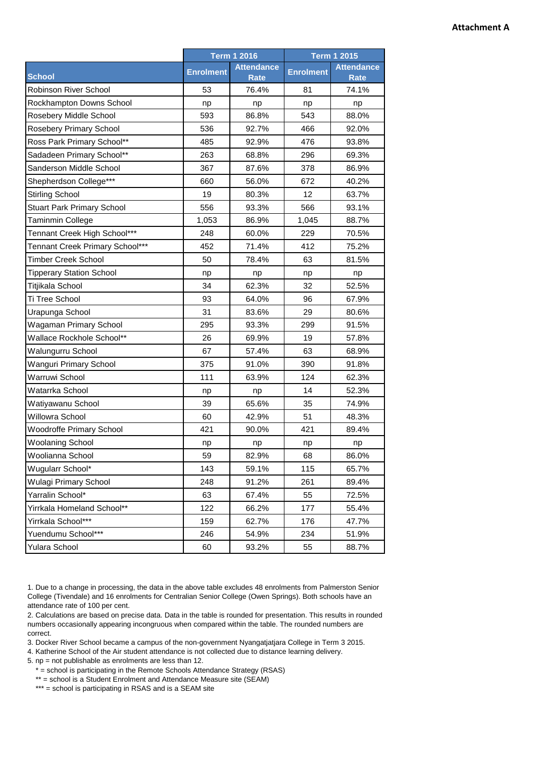**Attachment A**

| School | Term 1 2016 | | Term 1 2015 | |
|---|---|---|---|---|
| | Enrolment | Attendance Rate | Enrolment | Attendance Rate |
| Robinson River School | 53 | 76.4% | 81 | 74.1% |
| Rockhampton Downs School | np | np | np | np |
| Rosebery Middle School | 593 | 86.8% | 543 | 88.0% |
| Rosebery Primary School | 536 | 92.7% | 466 | 92.0% |
| Ross Park Primary School** | 485 | 92.9% | 476 | 93.8% |
| Sadadeen Primary School** | 263 | 68.8% | 296 | 69.3% |
| Sanderson Middle School | 367 | 87.6% | 378 | 86.9% |
| Shepherdson College*** | 660 | 56.0% | 672 | 40.2% |
| Stirling School | 19 | 80.3% | 12 | 63.7% |
| Stuart Park Primary School | 556 | 93.3% | 566 | 93.1% |
| Taminmin College | 1,053 | 86.9% | 1,045 | 88.7% |
| Tennant Creek High School*** | 248 | 60.0% | 229 | 70.5% |
| Tennant Creek Primary School*** | 452 | 71.4% | 412 | 75.2% |
| Timber Creek School | 50 | 78.4% | 63 | 81.5% |
| Tipperary Station School | np | np | np | np |
| Titjikala School | 34 | 62.3% | 32 | 52.5% |
| Ti Tree School | 93 | 64.0% | 96 | 67.9% |
| Urapunga School | 31 | 83.6% | 29 | 80.6% |
| Wagaman Primary School | 295 | 93.3% | 299 | 91.5% |
| Wallace Rockhole School** | 26 | 69.9% | 19 | 57.8% |
| Walungurru School | 67 | 57.4% | 63 | 68.9% |
| Wanguri Primary School | 375 | 91.0% | 390 | 91.8% |
| Warruwi School | 111 | 63.9% | 124 | 62.3% |
| Watarrka School | np | np | 14 | 52.3% |
| Watiyawanu School | 39 | 65.6% | 35 | 74.9% |
| Willowra School | 60 | 42.9% | 51 | 48.3% |
| Woodroffe Primary School | 421 | 90.0% | 421 | 89.4% |
| Woolaning School | np | np | np | np |
| Woolianna School | 59 | 82.9% | 68 | 86.0% |
| Wugularr School* | 143 | 59.1% | 115 | 65.7% |
| Wulagi Primary School | 248 | 91.2% | 261 | 89.4% |
| Yarralin School* | 63 | 67.4% | 55 | 72.5% |
| Yirrkala Homeland School** | 122 | 66.2% | 177 | 55.4% |
| Yirrkala School*** | 159 | 62.7% | 176 | 47.7% |
| Yuendumu School*** | 246 | 54.9% | 234 | 51.9% |
| Yulara School | 60 | 93.2% | 55 | 88.7% |

1. Due to a change in processing, the data in the above table excludes 48 enrolments from Palmerston Senior College (Tivendale) and 16 enrolments for Centralian Senior College (Owen Springs). Both schools have an attendance rate of 100 per cent.
2. Calculations are based on precise data. Data in the table is rounded for presentation. This results in rounded numbers occasionally appearing incongruous when compared within the table. The rounded numbers are correct.
3. Docker River School became a campus of the non-government Nyangatjatjara College in Term 3 2015.
4. Katherine School of the Air student attendance is not collected due to distance learning delivery.
5. np = not publishable as enrolments are less than 12.

\* = school is participating in the Remote Schools Attendance Strategy (RSAS)

\** = school is a Student Enrolment and Attendance Measure site (SEAM)

\*** = school is participating in RSAS and is a SEAM site